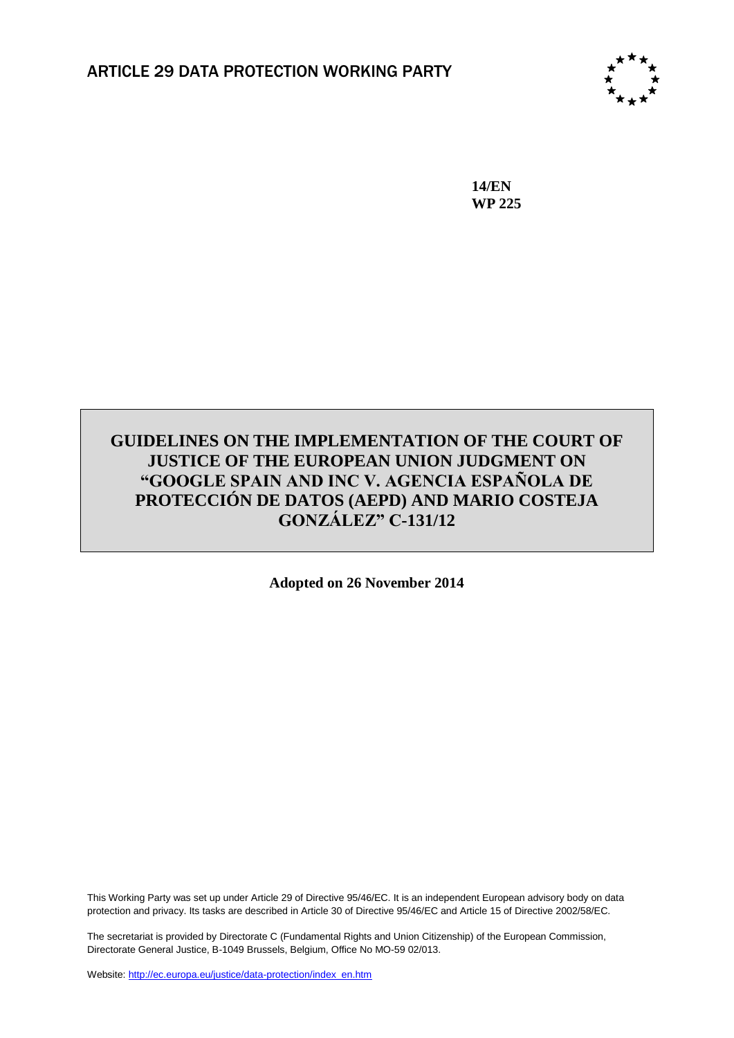ARTICLE 29 DATA PROTECTION WORKING PARTY

**14/EN**
**WP 225**

# GUIDELINES ON THE IMPLEMENTATION OF THE COURT OF JUSTICE OF THE EUROPEAN UNION JUDGMENT ON "GOOGLE SPAIN AND INC V. AGENCIA ESPAÑOLA DE PROTECCIÓN DE DATOS (AEPD) AND MARIO COSTEJA GONZÁLEZ" C-131/12

**Adopted on 26 November 2014**

This Working Party was set up under Article 29 of Directive 95/46/EC. It is an independent European advisory body on data protection and privacy. Its tasks are described in Article 30 of Directive 95/46/EC and Article 15 of Directive 2002/58/EC.

The secretariat is provided by Directorate C (Fundamental Rights and Union Citizenship) of the European Commission, Directorate General Justice, B-1049 Brussels, Belgium, Office No MO-59 02/013.

Website: http://ec.europa.eu/justice/data-protection/index_en.htm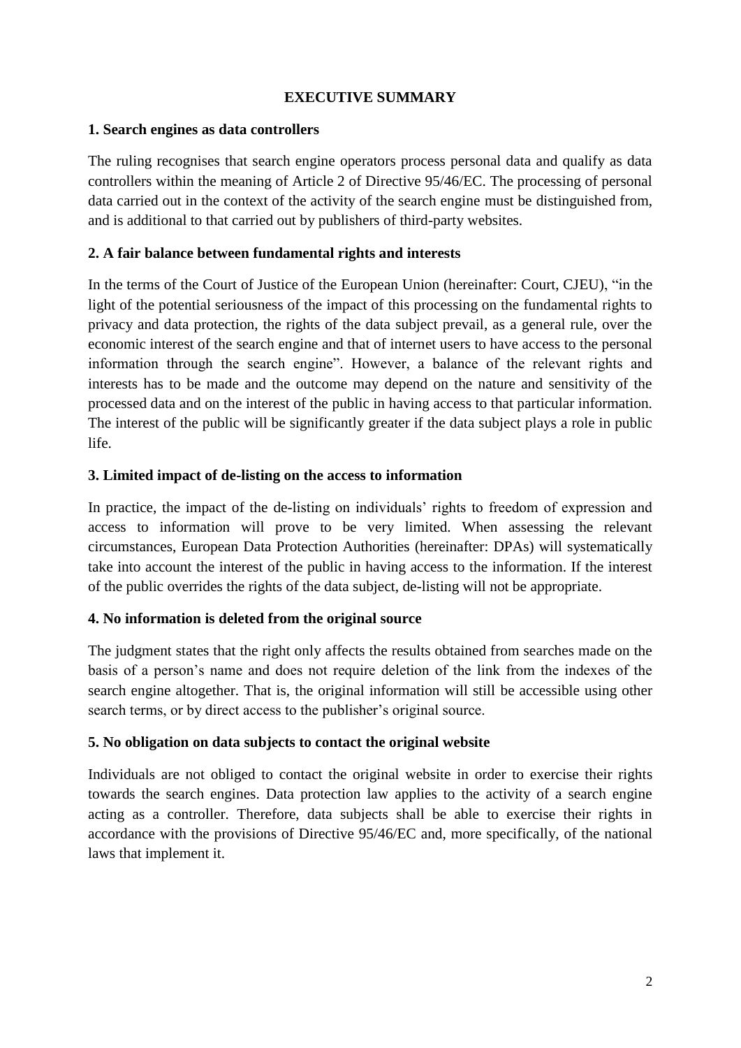# EXECUTIVE SUMMARY

## 1. Search engines as data controllers

The ruling recognises that search engine operators process personal data and qualify as data controllers within the meaning of Article 2 of Directive 95/46/EC. The processing of personal data carried out in the context of the activity of the search engine must be distinguished from, and is additional to that carried out by publishers of third-party websites.

## 2. A fair balance between fundamental rights and interests

In the terms of the Court of Justice of the European Union (hereinafter: Court, CJEU), "in the light of the potential seriousness of the impact of this processing on the fundamental rights to privacy and data protection, the rights of the data subject prevail, as a general rule, over the economic interest of the search engine and that of internet users to have access to the personal information through the search engine". However, a balance of the relevant rights and interests has to be made and the outcome may depend on the nature and sensitivity of the processed data and on the interest of the public in having access to that particular information. The interest of the public will be significantly greater if the data subject plays a role in public life.

## 3. Limited impact of de-listing on the access to information

In practice, the impact of the de-listing on individuals' rights to freedom of expression and access to information will prove to be very limited. When assessing the relevant circumstances, European Data Protection Authorities (hereinafter: DPAs) will systematically take into account the interest of the public in having access to the information. If the interest of the public overrides the rights of the data subject, de-listing will not be appropriate.

## 4. No information is deleted from the original source

The judgment states that the right only affects the results obtained from searches made on the basis of a person's name and does not require deletion of the link from the indexes of the search engine altogether. That is, the original information will still be accessible using other search terms, or by direct access to the publisher's original source.

## 5. No obligation on data subjects to contact the original website

Individuals are not obliged to contact the original website in order to exercise their rights towards the search engines. Data protection law applies to the activity of a search engine acting as a controller. Therefore, data subjects shall be able to exercise their rights in accordance with the provisions of Directive 95/46/EC and, more specifically, of the national laws that implement it.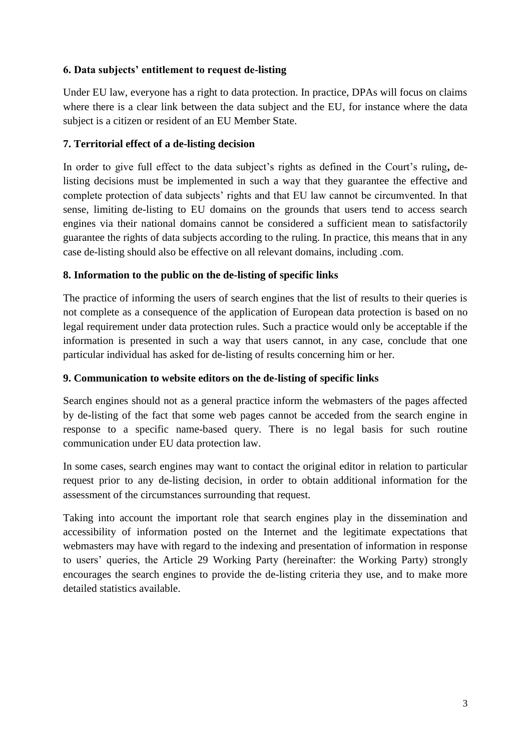### 6. Data subjects' entitlement to request de-listing

Under EU law, everyone has a right to data protection. In practice, DPAs will focus on claims where there is a clear link between the data subject and the EU, for instance where the data subject is a citizen or resident of an EU Member State.

### 7. Territorial effect of a de-listing decision

In order to give full effect to the data subject's rights as defined in the Court's ruling**,** de-listing decisions must be implemented in such a way that they guarantee the effective and complete protection of data subjects' rights and that EU law cannot be circumvented. In that sense, limiting de-listing to EU domains on the grounds that users tend to access search engines via their national domains cannot be considered a sufficient mean to satisfactorily guarantee the rights of data subjects according to the ruling. In practice, this means that in any case de-listing should also be effective on all relevant domains, including .com.

### 8. Information to the public on the de-listing of specific links

The practice of informing the users of search engines that the list of results to their queries is not complete as a consequence of the application of European data protection is based on no legal requirement under data protection rules. Such a practice would only be acceptable if the information is presented in such a way that users cannot, in any case, conclude that one particular individual has asked for de-listing of results concerning him or her.

### 9. Communication to website editors on the de-listing of specific links

Search engines should not as a general practice inform the webmasters of the pages affected by de-listing of the fact that some web pages cannot be acceded from the search engine in response to a specific name-based query. There is no legal basis for such routine communication under EU data protection law.

In some cases, search engines may want to contact the original editor in relation to particular request prior to any de-listing decision, in order to obtain additional information for the assessment of the circumstances surrounding that request.

Taking into account the important role that search engines play in the dissemination and accessibility of information posted on the Internet and the legitimate expectations that webmasters may have with regard to the indexing and presentation of information in response to users' queries, the Article 29 Working Party (hereinafter: the Working Party) strongly encourages the search engines to provide the de-listing criteria they use, and to make more detailed statistics available.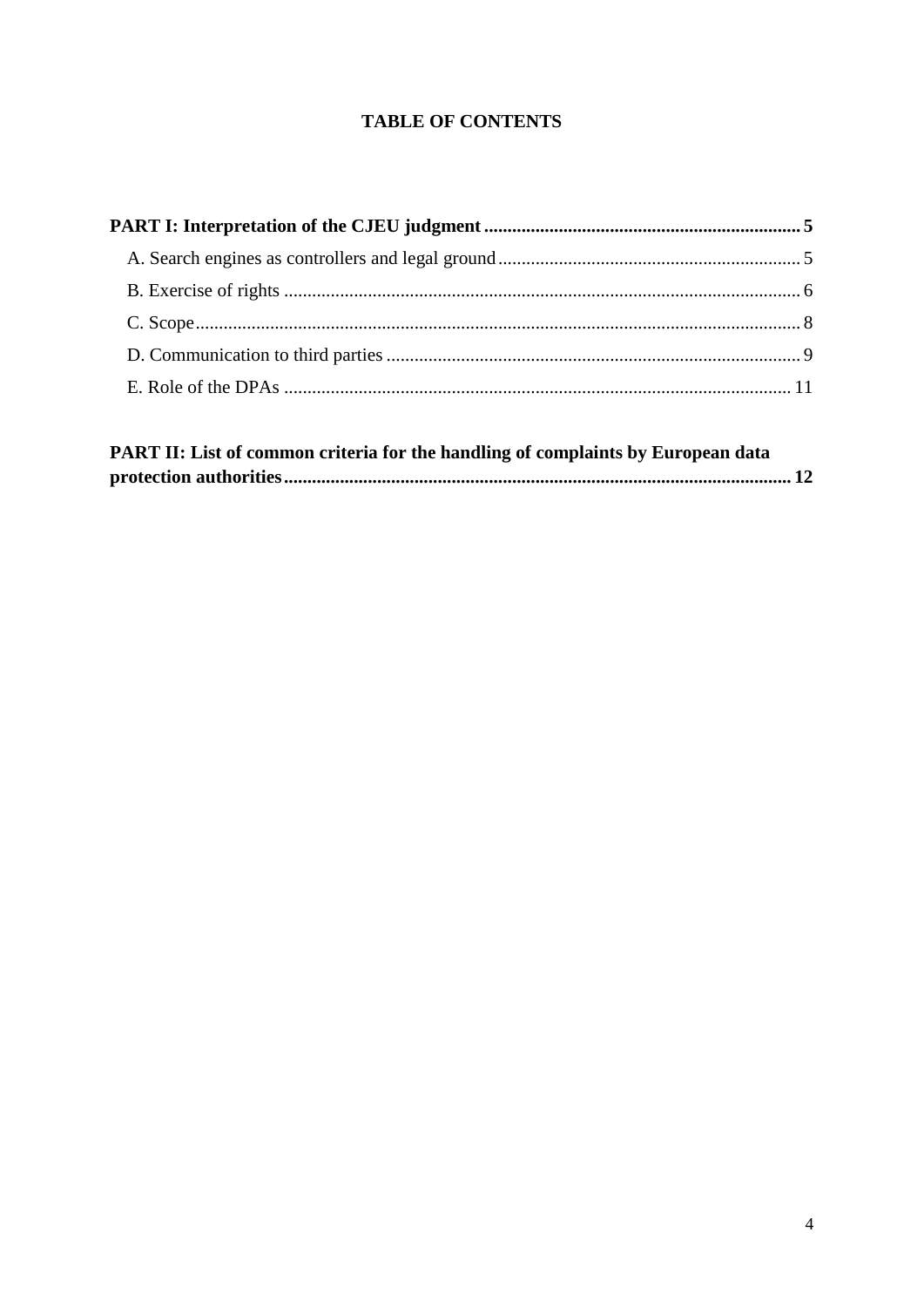**TABLE OF CONTENTS**

**PART I: Interpretation of the CJEU judgment** .......... **5**

A. Search engines as controllers and legal ground .......... 5

B. Exercise of rights .......... 6

C. Scope .......... 8

D. Communication to third parties .......... 9

E. Role of the DPAs .......... 11

**PART II: List of common criteria for the handling of complaints by European data protection authorities** .......... **12**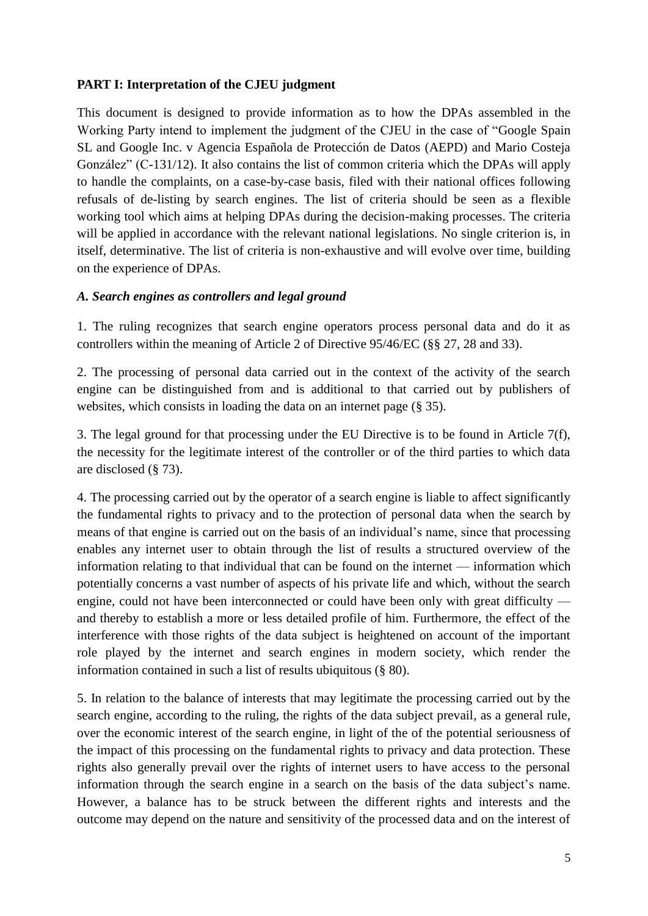**PART I: Interpretation of the CJEU judgment**

This document is designed to provide information as to how the DPAs assembled in the Working Party intend to implement the judgment of the CJEU in the case of "Google Spain SL and Google Inc. v Agencia Española de Protección de Datos (AEPD) and Mario Costeja González" (C-131/12). It also contains the list of common criteria which the DPAs will apply to handle the complaints, on a case-by-case basis, filed with their national offices following refusals of de-listing by search engines. The list of criteria should be seen as a flexible working tool which aims at helping DPAs during the decision-making processes. The criteria will be applied in accordance with the relevant national legislations. No single criterion is, in itself, determinative. The list of criteria is non-exhaustive and will evolve over time, building on the experience of DPAs.

***A. Search engines as controllers and legal ground***

1. The ruling recognizes that search engine operators process personal data and do it as controllers within the meaning of Article 2 of Directive 95/46/EC (§§ 27, 28 and 33).

2. The processing of personal data carried out in the context of the activity of the search engine can be distinguished from and is additional to that carried out by publishers of websites, which consists in loading the data on an internet page (§ 35).

3. The legal ground for that processing under the EU Directive is to be found in Article 7(f), the necessity for the legitimate interest of the controller or of the third parties to which data are disclosed (§ 73).

4. The processing carried out by the operator of a search engine is liable to affect significantly the fundamental rights to privacy and to the protection of personal data when the search by means of that engine is carried out on the basis of an individual's name, since that processing enables any internet user to obtain through the list of results a structured overview of the information relating to that individual that can be found on the internet — information which potentially concerns a vast number of aspects of his private life and which, without the search engine, could not have been interconnected or could have been only with great difficulty — and thereby to establish a more or less detailed profile of him. Furthermore, the effect of the interference with those rights of the data subject is heightened on account of the important role played by the internet and search engines in modern society, which render the information contained in such a list of results ubiquitous (§ 80).

5. In relation to the balance of interests that may legitimate the processing carried out by the search engine, according to the ruling, the rights of the data subject prevail, as a general rule, over the economic interest of the search engine, in light of the of the potential seriousness of the impact of this processing on the fundamental rights to privacy and data protection. These rights also generally prevail over the rights of internet users to have access to the personal information through the search engine in a search on the basis of the data subject's name. However, a balance has to be struck between the different rights and interests and the outcome may depend on the nature and sensitivity of the processed data and on the interest of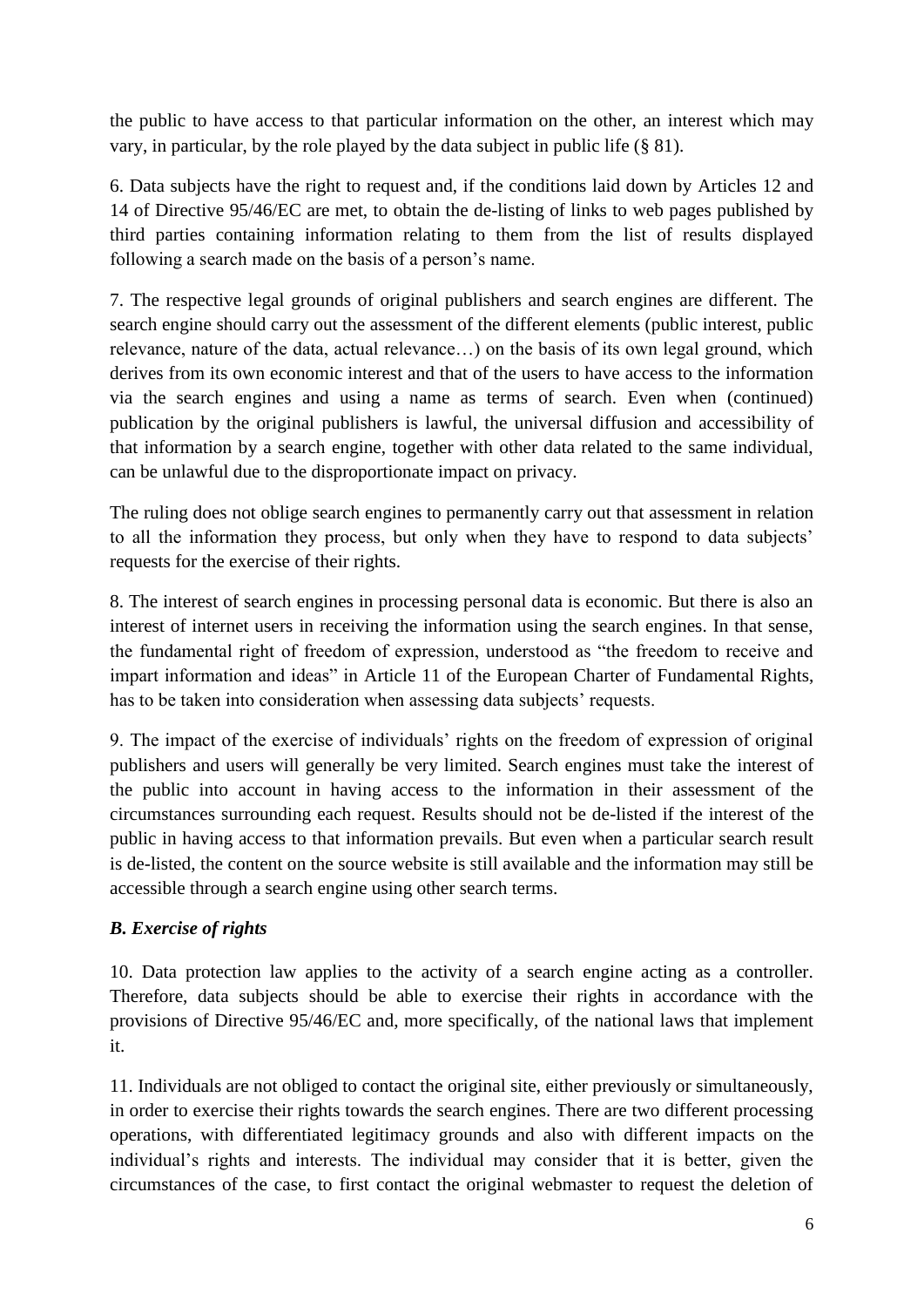the public to have access to that particular information on the other, an interest which may vary, in particular, by the role played by the data subject in public life (§ 81).

6. Data subjects have the right to request and, if the conditions laid down by Articles 12 and 14 of Directive 95/46/EC are met, to obtain the de-listing of links to web pages published by third parties containing information relating to them from the list of results displayed following a search made on the basis of a person's name.

7. The respective legal grounds of original publishers and search engines are different. The search engine should carry out the assessment of the different elements (public interest, public relevance, nature of the data, actual relevance…) on the basis of its own legal ground, which derives from its own economic interest and that of the users to have access to the information via the search engines and using a name as terms of search. Even when (continued) publication by the original publishers is lawful, the universal diffusion and accessibility of that information by a search engine, together with other data related to the same individual, can be unlawful due to the disproportionate impact on privacy.

The ruling does not oblige search engines to permanently carry out that assessment in relation to all the information they process, but only when they have to respond to data subjects' requests for the exercise of their rights.

8. The interest of search engines in processing personal data is economic. But there is also an interest of internet users in receiving the information using the search engines. In that sense, the fundamental right of freedom of expression, understood as "the freedom to receive and impart information and ideas" in Article 11 of the European Charter of Fundamental Rights, has to be taken into consideration when assessing data subjects' requests.

9. The impact of the exercise of individuals' rights on the freedom of expression of original publishers and users will generally be very limited. Search engines must take the interest of the public into account in having access to the information in their assessment of the circumstances surrounding each request. Results should not be de-listed if the interest of the public in having access to that information prevails. But even when a particular search result is de-listed, the content on the source website is still available and the information may still be accessible through a search engine using other search terms.

### *B. Exercise of rights*

10. Data protection law applies to the activity of a search engine acting as a controller. Therefore, data subjects should be able to exercise their rights in accordance with the provisions of Directive 95/46/EC and, more specifically, of the national laws that implement it.

11. Individuals are not obliged to contact the original site, either previously or simultaneously, in order to exercise their rights towards the search engines. There are two different processing operations, with differentiated legitimacy grounds and also with different impacts on the individual's rights and interests. The individual may consider that it is better, given the circumstances of the case, to first contact the original webmaster to request the deletion of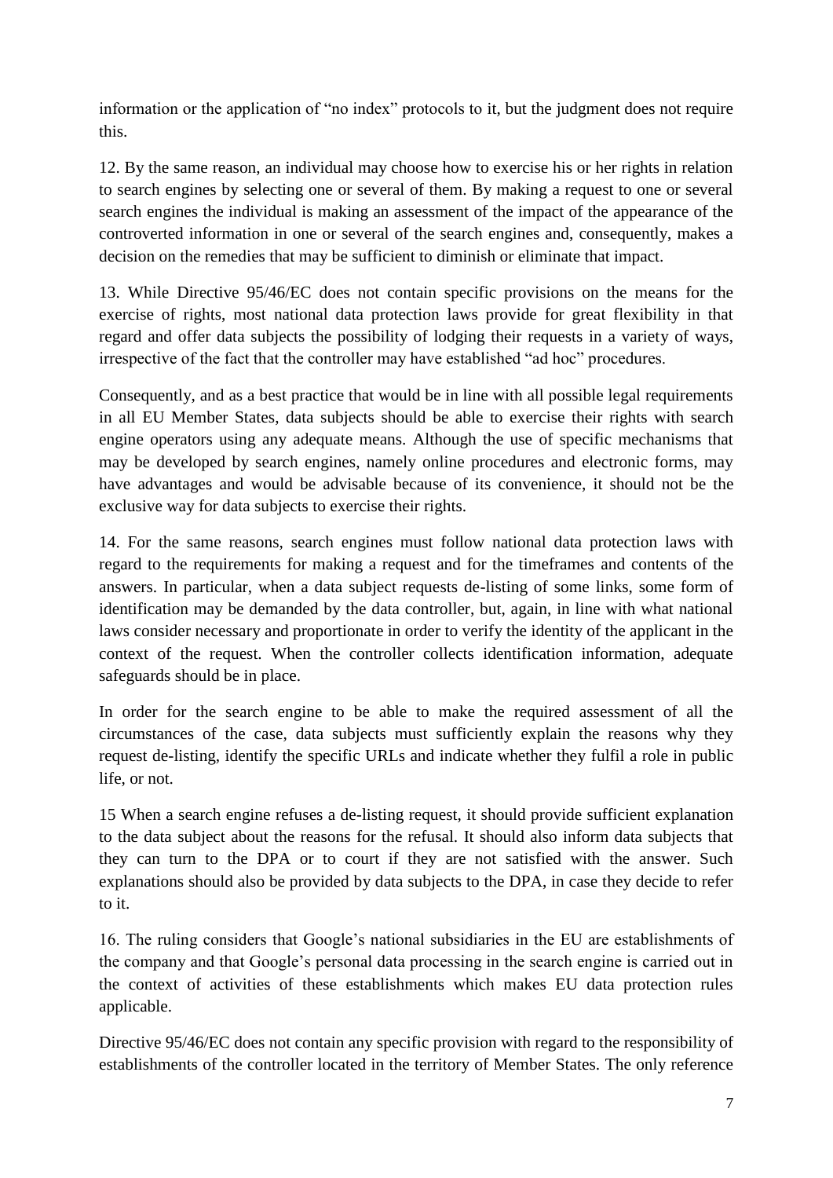information or the application of "no index" protocols to it, but the judgment does not require this.

12. By the same reason, an individual may choose how to exercise his or her rights in relation to search engines by selecting one or several of them. By making a request to one or several search engines the individual is making an assessment of the impact of the appearance of the controverted information in one or several of the search engines and, consequently, makes a decision on the remedies that may be sufficient to diminish or eliminate that impact.

13. While Directive 95/46/EC does not contain specific provisions on the means for the exercise of rights, most national data protection laws provide for great flexibility in that regard and offer data subjects the possibility of lodging their requests in a variety of ways, irrespective of the fact that the controller may have established "ad hoc" procedures.

Consequently, and as a best practice that would be in line with all possible legal requirements in all EU Member States, data subjects should be able to exercise their rights with search engine operators using any adequate means. Although the use of specific mechanisms that may be developed by search engines, namely online procedures and electronic forms, may have advantages and would be advisable because of its convenience, it should not be the exclusive way for data subjects to exercise their rights.

14. For the same reasons, search engines must follow national data protection laws with regard to the requirements for making a request and for the timeframes and contents of the answers. In particular, when a data subject requests de-listing of some links, some form of identification may be demanded by the data controller, but, again, in line with what national laws consider necessary and proportionate in order to verify the identity of the applicant in the context of the request. When the controller collects identification information, adequate safeguards should be in place.

In order for the search engine to be able to make the required assessment of all the circumstances of the case, data subjects must sufficiently explain the reasons why they request de-listing, identify the specific URLs and indicate whether they fulfil a role in public life, or not.

15 When a search engine refuses a de-listing request, it should provide sufficient explanation to the data subject about the reasons for the refusal. It should also inform data subjects that they can turn to the DPA or to court if they are not satisfied with the answer. Such explanations should also be provided by data subjects to the DPA, in case they decide to refer to it.

16. The ruling considers that Google's national subsidiaries in the EU are establishments of the company and that Google's personal data processing in the search engine is carried out in the context of activities of these establishments which makes EU data protection rules applicable.

Directive 95/46/EC does not contain any specific provision with regard to the responsibility of establishments of the controller located in the territory of Member States. The only reference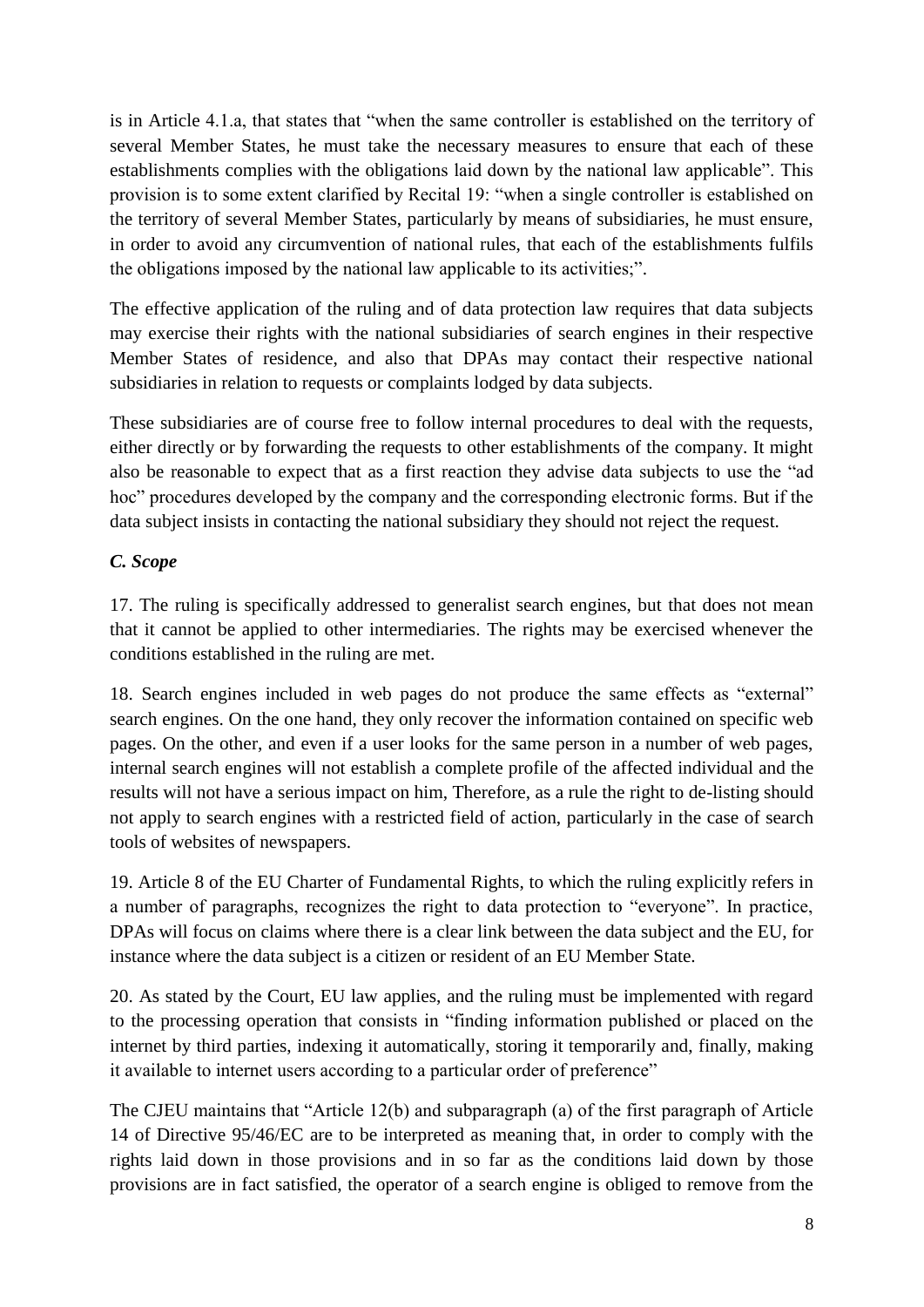is in Article 4.1.a, that states that "when the same controller is established on the territory of several Member States, he must take the necessary measures to ensure that each of these establishments complies with the obligations laid down by the national law applicable". This provision is to some extent clarified by Recital 19: "when a single controller is established on the territory of several Member States, particularly by means of subsidiaries, he must ensure, in order to avoid any circumvention of national rules, that each of the establishments fulfils the obligations imposed by the national law applicable to its activities;".

The effective application of the ruling and of data protection law requires that data subjects may exercise their rights with the national subsidiaries of search engines in their respective Member States of residence, and also that DPAs may contact their respective national subsidiaries in relation to requests or complaints lodged by data subjects.

These subsidiaries are of course free to follow internal procedures to deal with the requests, either directly or by forwarding the requests to other establishments of the company. It might also be reasonable to expect that as a first reaction they advise data subjects to use the "ad hoc" procedures developed by the company and the corresponding electronic forms. But if the data subject insists in contacting the national subsidiary they should not reject the request.

### *C. Scope*

17. The ruling is specifically addressed to generalist search engines, but that does not mean that it cannot be applied to other intermediaries. The rights may be exercised whenever the conditions established in the ruling are met.

18. Search engines included in web pages do not produce the same effects as "external" search engines. On the one hand, they only recover the information contained on specific web pages. On the other, and even if a user looks for the same person in a number of web pages, internal search engines will not establish a complete profile of the affected individual and the results will not have a serious impact on him, Therefore, as a rule the right to de-listing should not apply to search engines with a restricted field of action, particularly in the case of search tools of websites of newspapers.

19. Article 8 of the EU Charter of Fundamental Rights, to which the ruling explicitly refers in a number of paragraphs, recognizes the right to data protection to "everyone". In practice, DPAs will focus on claims where there is a clear link between the data subject and the EU, for instance where the data subject is a citizen or resident of an EU Member State.

20. As stated by the Court, EU law applies, and the ruling must be implemented with regard to the processing operation that consists in "finding information published or placed on the internet by third parties, indexing it automatically, storing it temporarily and, finally, making it available to internet users according to a particular order of preference"

The CJEU maintains that "Article 12(b) and subparagraph (a) of the first paragraph of Article 14 of Directive 95/46/EC are to be interpreted as meaning that, in order to comply with the rights laid down in those provisions and in so far as the conditions laid down by those provisions are in fact satisfied, the operator of a search engine is obliged to remove from the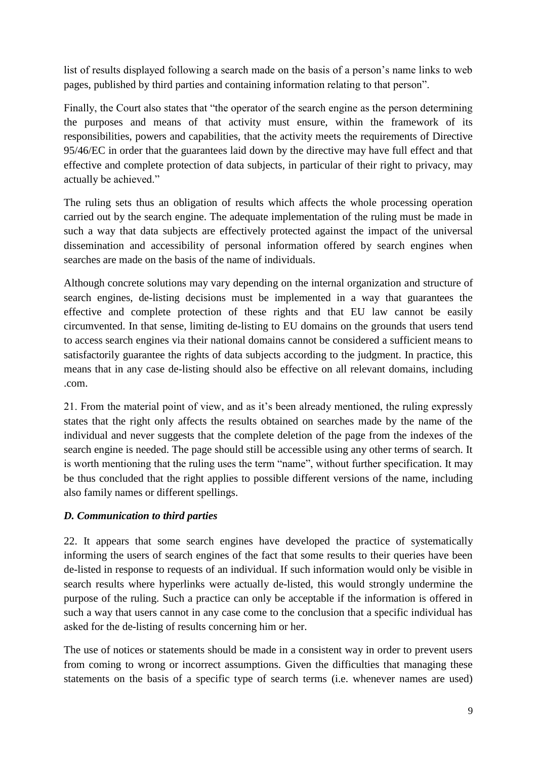list of results displayed following a search made on the basis of a person's name links to web pages, published by third parties and containing information relating to that person".

Finally, the Court also states that "the operator of the search engine as the person determining the purposes and means of that activity must ensure, within the framework of its responsibilities, powers and capabilities, that the activity meets the requirements of Directive 95/46/EC in order that the guarantees laid down by the directive may have full effect and that effective and complete protection of data subjects, in particular of their right to privacy, may actually be achieved."

The ruling sets thus an obligation of results which affects the whole processing operation carried out by the search engine. The adequate implementation of the ruling must be made in such a way that data subjects are effectively protected against the impact of the universal dissemination and accessibility of personal information offered by search engines when searches are made on the basis of the name of individuals.

Although concrete solutions may vary depending on the internal organization and structure of search engines, de-listing decisions must be implemented in a way that guarantees the effective and complete protection of these rights and that EU law cannot be easily circumvented. In that sense, limiting de-listing to EU domains on the grounds that users tend to access search engines via their national domains cannot be considered a sufficient means to satisfactorily guarantee the rights of data subjects according to the judgment. In practice, this means that in any case de-listing should also be effective on all relevant domains, including .com.

21. From the material point of view, and as it's been already mentioned, the ruling expressly states that the right only affects the results obtained on searches made by the name of the individual and never suggests that the complete deletion of the page from the indexes of the search engine is needed. The page should still be accessible using any other terms of search. It is worth mentioning that the ruling uses the term "name", without further specification. It may be thus concluded that the right applies to possible different versions of the name, including also family names or different spellings.

### *D. Communication to third parties*

22. It appears that some search engines have developed the practice of systematically informing the users of search engines of the fact that some results to their queries have been de-listed in response to requests of an individual. If such information would only be visible in search results where hyperlinks were actually de-listed, this would strongly undermine the purpose of the ruling. Such a practice can only be acceptable if the information is offered in such a way that users cannot in any case come to the conclusion that a specific individual has asked for the de-listing of results concerning him or her.

The use of notices or statements should be made in a consistent way in order to prevent users from coming to wrong or incorrect assumptions. Given the difficulties that managing these statements on the basis of a specific type of search terms (i.e. whenever names are used)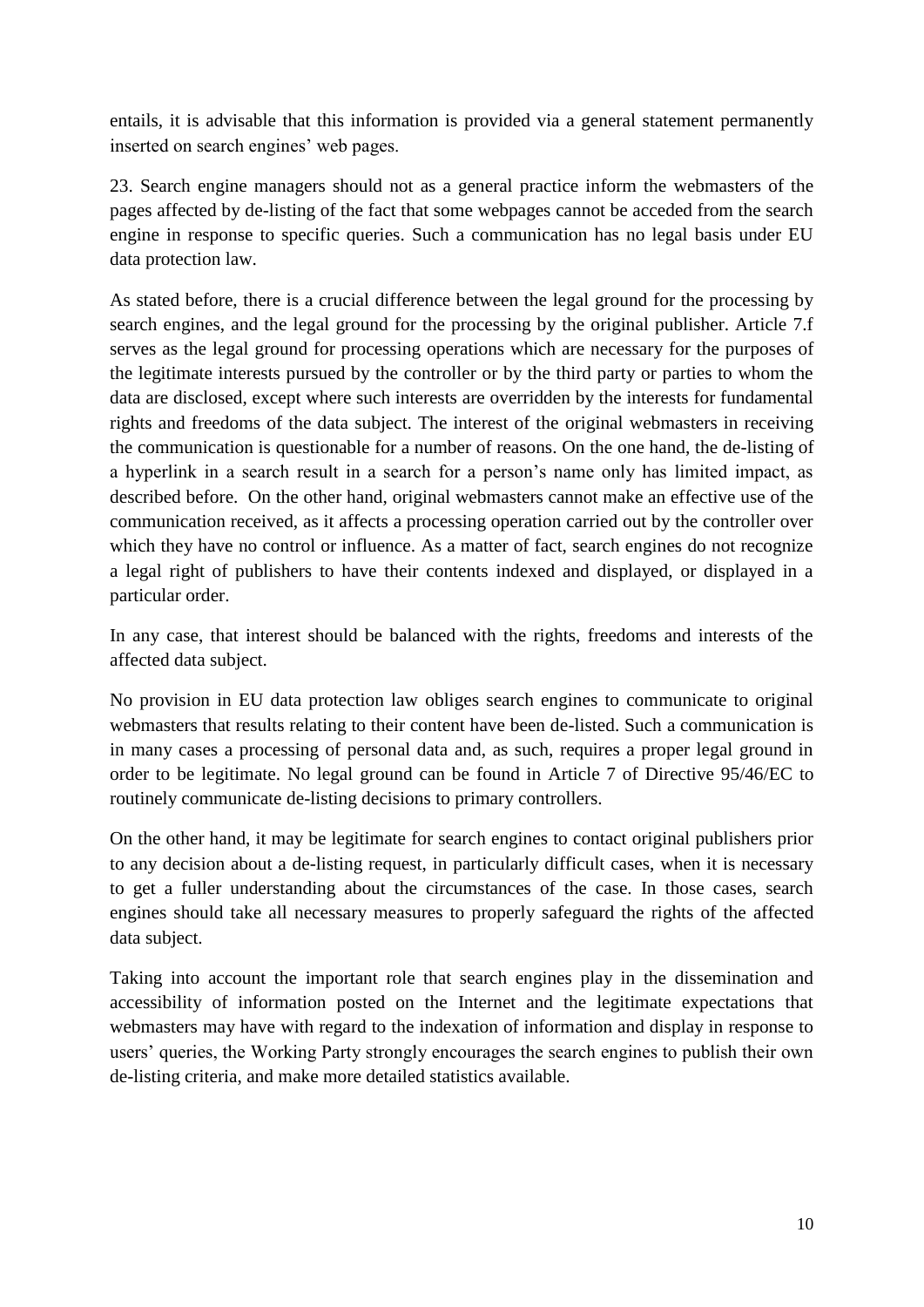entails, it is advisable that this information is provided via a general statement permanently inserted on search engines' web pages.

23. Search engine managers should not as a general practice inform the webmasters of the pages affected by de-listing of the fact that some webpages cannot be acceded from the search engine in response to specific queries. Such a communication has no legal basis under EU data protection law.

As stated before, there is a crucial difference between the legal ground for the processing by search engines, and the legal ground for the processing by the original publisher. Article 7.f serves as the legal ground for processing operations which are necessary for the purposes of the legitimate interests pursued by the controller or by the third party or parties to whom the data are disclosed, except where such interests are overridden by the interests for fundamental rights and freedoms of the data subject. The interest of the original webmasters in receiving the communication is questionable for a number of reasons. On the one hand, the de-listing of a hyperlink in a search result in a search for a person's name only has limited impact, as described before. On the other hand, original webmasters cannot make an effective use of the communication received, as it affects a processing operation carried out by the controller over which they have no control or influence. As a matter of fact, search engines do not recognize a legal right of publishers to have their contents indexed and displayed, or displayed in a particular order.

In any case, that interest should be balanced with the rights, freedoms and interests of the affected data subject.

No provision in EU data protection law obliges search engines to communicate to original webmasters that results relating to their content have been de-listed. Such a communication is in many cases a processing of personal data and, as such, requires a proper legal ground in order to be legitimate. No legal ground can be found in Article 7 of Directive 95/46/EC to routinely communicate de-listing decisions to primary controllers.

On the other hand, it may be legitimate for search engines to contact original publishers prior to any decision about a de-listing request, in particularly difficult cases, when it is necessary to get a fuller understanding about the circumstances of the case. In those cases, search engines should take all necessary measures to properly safeguard the rights of the affected data subject.

Taking into account the important role that search engines play in the dissemination and accessibility of information posted on the Internet and the legitimate expectations that webmasters may have with regard to the indexation of information and display in response to users' queries, the Working Party strongly encourages the search engines to publish their own de-listing criteria, and make more detailed statistics available.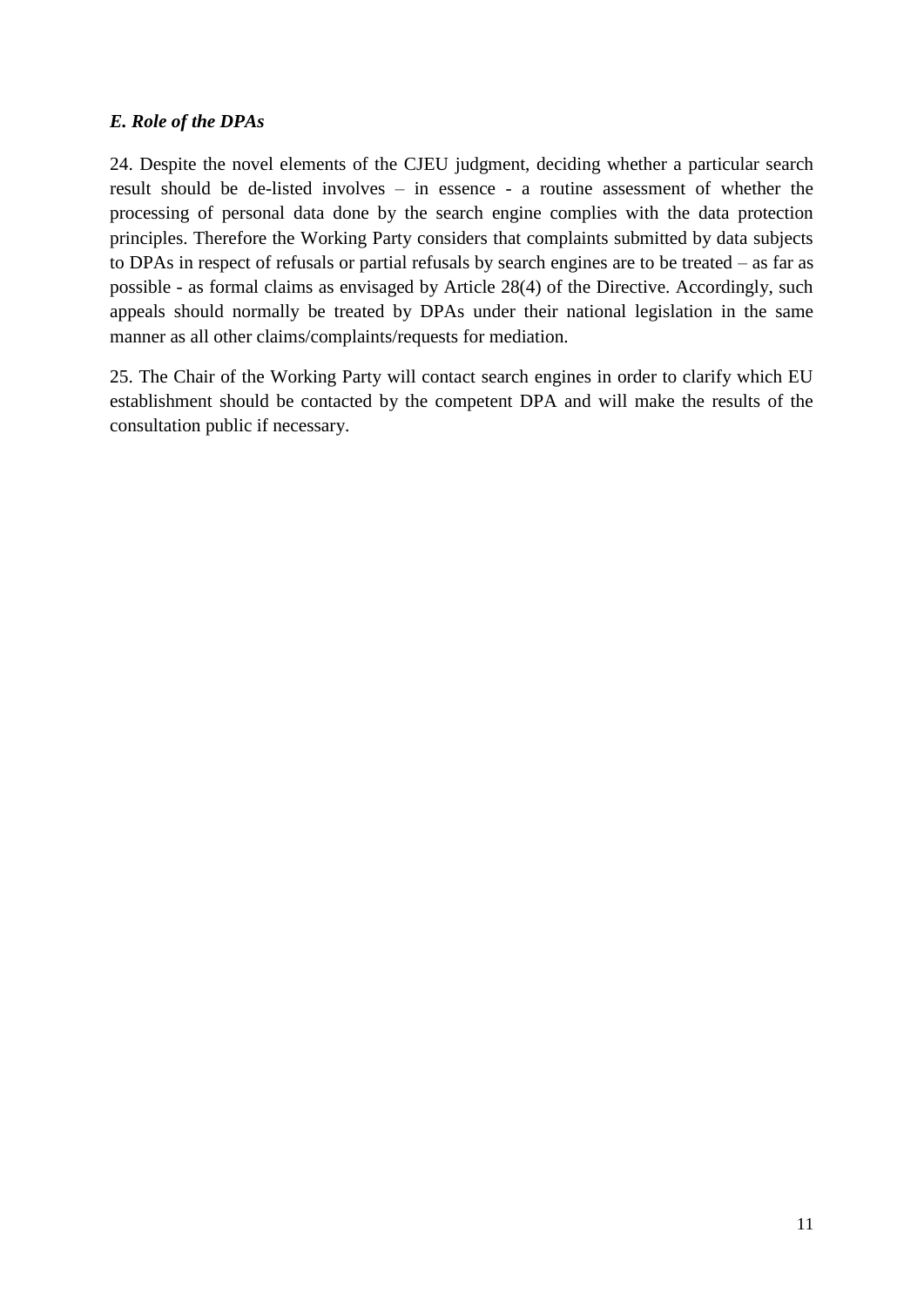### *E. Role of the DPAs*

24. Despite the novel elements of the CJEU judgment, deciding whether a particular search result should be de-listed involves – in essence - a routine assessment of whether the processing of personal data done by the search engine complies with the data protection principles. Therefore the Working Party considers that complaints submitted by data subjects to DPAs in respect of refusals or partial refusals by search engines are to be treated – as far as possible - as formal claims as envisaged by Article 28(4) of the Directive. Accordingly, such appeals should normally be treated by DPAs under their national legislation in the same manner as all other claims/complaints/requests for mediation.

25. The Chair of the Working Party will contact search engines in order to clarify which EU establishment should be contacted by the competent DPA and will make the results of the consultation public if necessary.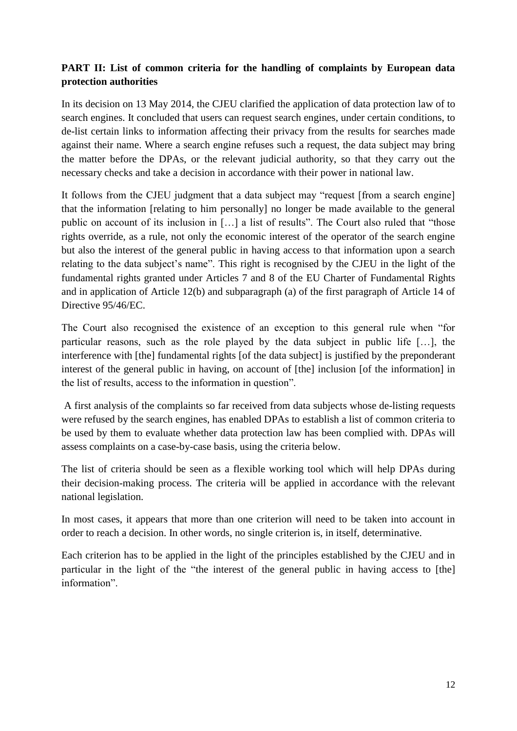**PART II: List of common criteria for the handling of complaints by European data protection authorities**

In its decision on 13 May 2014, the CJEU clarified the application of data protection law of to search engines. It concluded that users can request search engines, under certain conditions, to de-list certain links to information affecting their privacy from the results for searches made against their name. Where a search engine refuses such a request, the data subject may bring the matter before the DPAs, or the relevant judicial authority, so that they carry out the necessary checks and take a decision in accordance with their power in national law.

It follows from the CJEU judgment that a data subject may "request [from a search engine] that the information [relating to him personally] no longer be made available to the general public on account of its inclusion in […] a list of results". The Court also ruled that "those rights override, as a rule, not only the economic interest of the operator of the search engine but also the interest of the general public in having access to that information upon a search relating to the data subject's name". This right is recognised by the CJEU in the light of the fundamental rights granted under Articles 7 and 8 of the EU Charter of Fundamental Rights and in application of Article 12(b) and subparagraph (a) of the first paragraph of Article 14 of Directive 95/46/EC.

The Court also recognised the existence of an exception to this general rule when "for particular reasons, such as the role played by the data subject in public life […], the interference with [the] fundamental rights [of the data subject] is justified by the preponderant interest of the general public in having, on account of [the] inclusion [of the information] in the list of results, access to the information in question".

A first analysis of the complaints so far received from data subjects whose de-listing requests were refused by the search engines, has enabled DPAs to establish a list of common criteria to be used by them to evaluate whether data protection law has been complied with. DPAs will assess complaints on a case-by-case basis, using the criteria below.

The list of criteria should be seen as a flexible working tool which will help DPAs during their decision-making process. The criteria will be applied in accordance with the relevant national legislation.

In most cases, it appears that more than one criterion will need to be taken into account in order to reach a decision. In other words, no single criterion is, in itself, determinative.

Each criterion has to be applied in the light of the principles established by the CJEU and in particular in the light of the "the interest of the general public in having access to [the] information".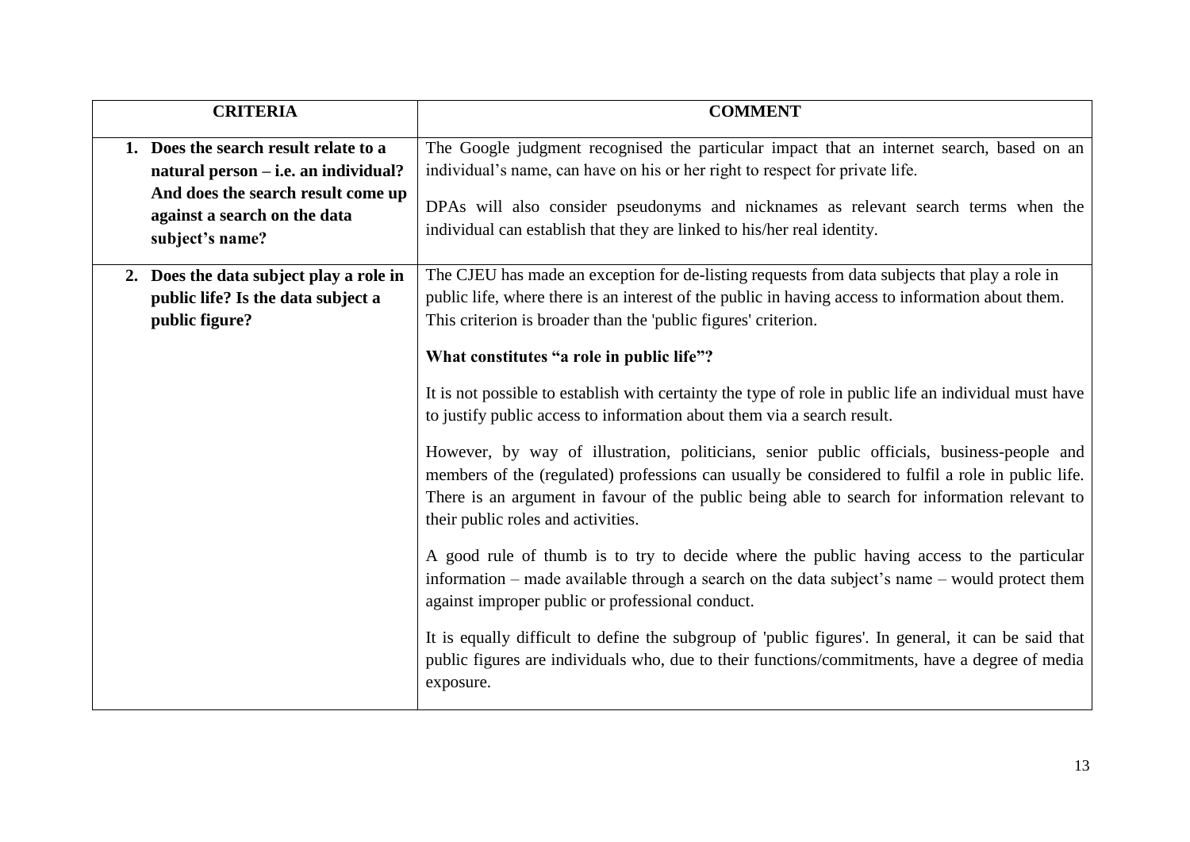| CRITERIA | COMMENT |
| --- | --- |
| **1. Does the search result relate to a natural person – i.e. an individual? And does the search result come up against a search on the data subject's name?** | The Google judgment recognised the particular impact that an internet search, based on an individual's name, can have on his or her right to respect for private life.<br><br>DPAs will also consider pseudonyms and nicknames as relevant search terms when the individual can establish that they are linked to his/her real identity. |
| **2. Does the data subject play a role in public life? Is the data subject a public figure?** | The CJEU has made an exception for de-listing requests from data subjects that play a role in public life, where there is an interest of the public in having access to information about them. This criterion is broader than the 'public figures' criterion.<br><br>**What constitutes "a role in public life"?**<br><br>It is not possible to establish with certainty the type of role in public life an individual must have to justify public access to information about them via a search result.<br><br>However, by way of illustration, politicians, senior public officials, business-people and members of the (regulated) professions can usually be considered to fulfil a role in public life. There is an argument in favour of the public being able to search for information relevant to their public roles and activities.<br><br>A good rule of thumb is to try to decide where the public having access to the particular information – made available through a search on the data subject's name – would protect them against improper public or professional conduct.<br><br>It is equally difficult to define the subgroup of 'public figures'. In general, it can be said that public figures are individuals who, due to their functions/commitments, have a degree of media exposure. |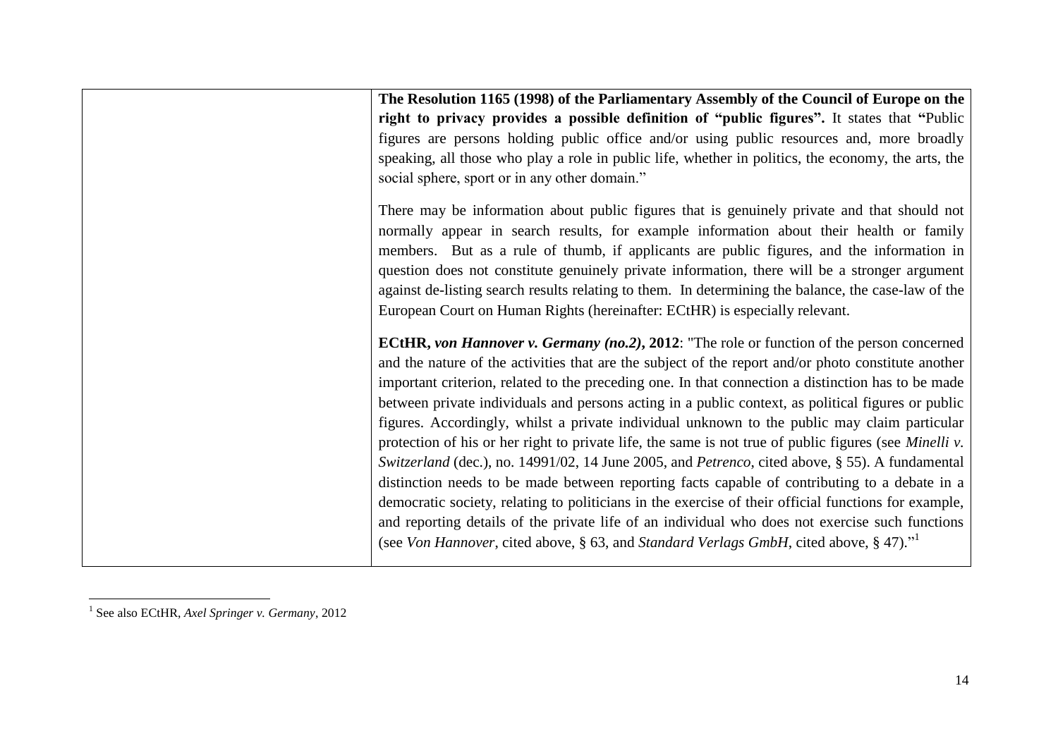| | |
|---|---|
| | **The Resolution 1165 (1998) of the Parliamentary Assembly of the Council of Europe on the right to privacy provides a possible definition of "public figures".** It states that **"**Public figures are persons holding public office and/or using public resources and, more broadly speaking, all those who play a role in public life, whether in politics, the economy, the arts, the social sphere, sport or in any other domain."<br><br>There may be information about public figures that is genuinely private and that should not normally appear in search results, for example information about their health or family members. But as a rule of thumb, if applicants are public figures, and the information in question does not constitute genuinely private information, there will be a stronger argument against de-listing search results relating to them. In determining the balance, the case-law of the European Court on Human Rights (hereinafter: ECtHR) is especially relevant.<br><br>**ECtHR, *von Hannover v. Germany (no.2)*, 2012**: "The role or function of the person concerned and the nature of the activities that are the subject of the report and/or photo constitute another important criterion, related to the preceding one. In that connection a distinction has to be made between private individuals and persons acting in a public context, as political figures or public figures. Accordingly, whilst a private individual unknown to the public may claim particular protection of his or her right to private life, the same is not true of public figures (see *Minelli v. Switzerland* (dec.), no. 14991/02, 14 June 2005, and *Petrenco*, cited above, § 55). A fundamental distinction needs to be made between reporting facts capable of contributing to a debate in a democratic society, relating to politicians in the exercise of their official functions for example, and reporting details of the private life of an individual who does not exercise such functions (see *Von Hannover*, cited above, § 63, and *Standard Verlags GmbH*, cited above, § 47)."[1] |

[1] See also ECtHR, *Axel Springer v. Germany*, 2012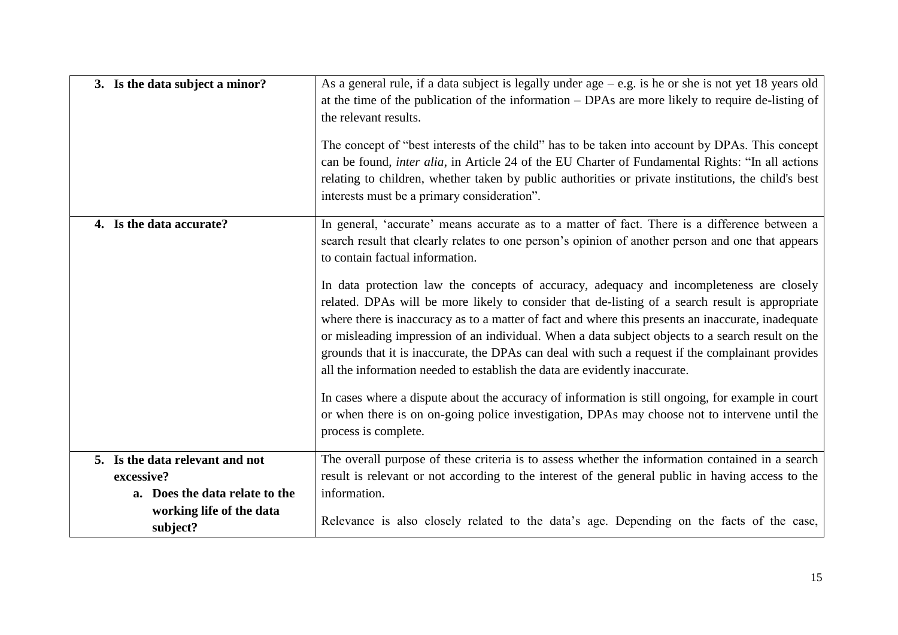| | |
|---|---|
| **3. Is the data subject a minor?** | As a general rule, if a data subject is legally under age – e.g. is he or she is not yet 18 years old at the time of the publication of the information – DPAs are more likely to require de-listing of the relevant results.<br><br>The concept of "best interests of the child" has to be taken into account by DPAs. This concept can be found, *inter alia*, in Article 24 of the EU Charter of Fundamental Rights: "In all actions relating to children, whether taken by public authorities or private institutions, the child's best interests must be a primary consideration". |
| **4. Is the data accurate?** | In general, 'accurate' means accurate as to a matter of fact. There is a difference between a search result that clearly relates to one person's opinion of another person and one that appears to contain factual information.<br><br>In data protection law the concepts of accuracy, adequacy and incompleteness are closely related. DPAs will be more likely to consider that de-listing of a search result is appropriate where there is inaccuracy as to a matter of fact and where this presents an inaccurate, inadequate or misleading impression of an individual. When a data subject objects to a search result on the grounds that it is inaccurate, the DPAs can deal with such a request if the complainant provides all the information needed to establish the data are evidently inaccurate.<br><br>In cases where a dispute about the accuracy of information is still ongoing, for example in court or when there is on on-going police investigation, DPAs may choose not to intervene until the process is complete. |
| **5. Is the data relevant and not excessive?**<br>**a. Does the data relate to the working life of the data subject?** | The overall purpose of these criteria is to assess whether the information contained in a search result is relevant or not according to the interest of the general public in having access to the information.<br><br>Relevance is also closely related to the data's age. Depending on the facts of the case, |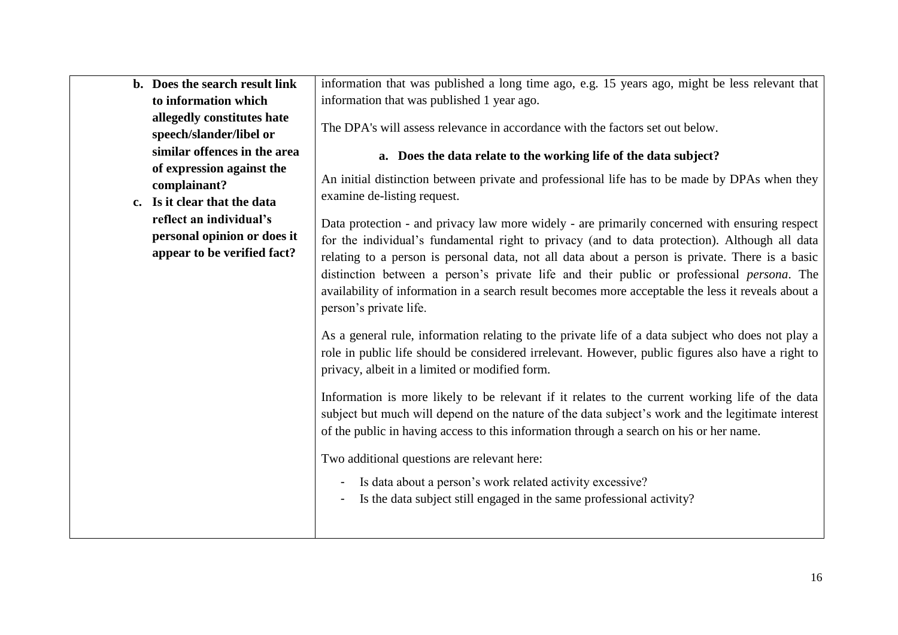| | |
|---|---|
| **b. Does the search result link to information which allegedly constitutes hate speech/slander/libel or similar offences in the area of expression against the complainant?**<br><br>**c. Is it clear that the data reflect an individual's personal opinion or does it appear to be verified fact?** | information that was published a long time ago, e.g. 15 years ago, might be less relevant that information that was published 1 year ago.<br><br>The DPA's will assess relevance in accordance with the factors set out below.<br><br>**a. Does the data relate to the working life of the data subject?**<br><br>An initial distinction between private and professional life has to be made by DPAs when they examine de-listing request.<br><br>Data protection - and privacy law more widely - are primarily concerned with ensuring respect for the individual's fundamental right to privacy (and to data protection). Although all data relating to a person is personal data, not all data about a person is private. There is a basic distinction between a person's private life and their public or professional *persona*. The availability of information in a search result becomes more acceptable the less it reveals about a person's private life.<br><br>As a general rule, information relating to the private life of a data subject who does not play a role in public life should be considered irrelevant. However, public figures also have a right to privacy, albeit in a limited or modified form.<br><br>Information is more likely to be relevant if it relates to the current working life of the data subject but much will depend on the nature of the data subject's work and the legitimate interest of the public in having access to this information through a search on his or her name.<br><br>Two additional questions are relevant here:<br><br>- Is data about a person's work related activity excessive?<br>- Is the data subject still engaged in the same professional activity? |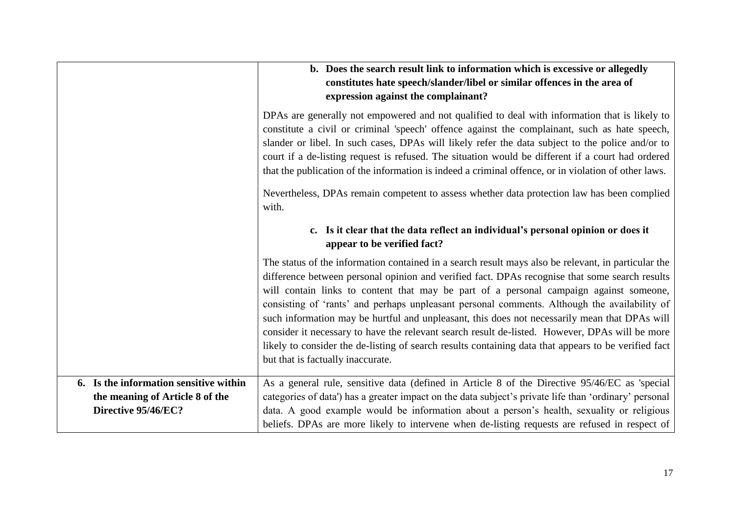| | |
|---|---|
| | **b. Does the search result link to information which is excessive or allegedly constitutes hate speech/slander/libel or similar offences in the area of expression against the complainant?**<br><br>DPAs are generally not empowered and not qualified to deal with information that is likely to constitute a civil or criminal 'speech' offence against the complainant, such as hate speech, slander or libel. In such cases, DPAs will likely refer the data subject to the police and/or to court if a de-listing request is refused. The situation would be different if a court had ordered that the publication of the information is indeed a criminal offence, or in violation of other laws.<br><br>Nevertheless, DPAs remain competent to assess whether data protection law has been complied with.<br><br>**c. Is it clear that the data reflect an individual's personal opinion or does it appear to be verified fact?**<br><br>The status of the information contained in a search result mays also be relevant, in particular the difference between personal opinion and verified fact. DPAs recognise that some search results will contain links to content that may be part of a personal campaign against someone, consisting of 'rants' and perhaps unpleasant personal comments. Although the availability of such information may be hurtful and unpleasant, this does not necessarily mean that DPAs will consider it necessary to have the relevant search result de-listed. However, DPAs will be more likely to consider the de-listing of search results containing data that appears to be verified fact but that is factually inaccurate. |
| **6. Is the information sensitive within the meaning of Article 8 of the Directive 95/46/EC?** | As a general rule, sensitive data (defined in Article 8 of the Directive 95/46/EC as 'special categories of data') has a greater impact on the data subject's private life than 'ordinary' personal data. A good example would be information about a person's health, sexuality or religious beliefs. DPAs are more likely to intervene when de-listing requests are refused in respect of |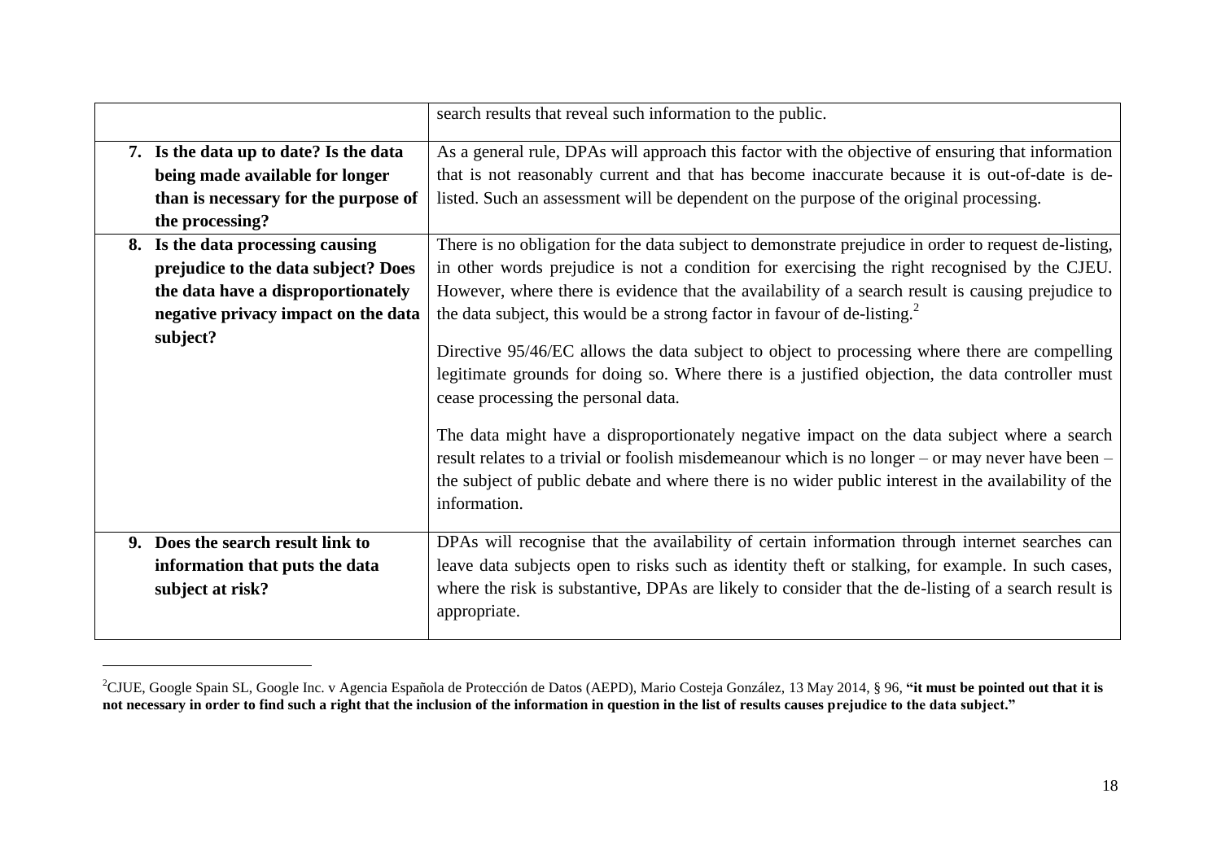| | |
|---|---|
| | search results that reveal such information to the public. |
| **7. Is the data up to date? Is the data being made available for longer than is necessary for the purpose of the processing?** | As a general rule, DPAs will approach this factor with the objective of ensuring that information that is not reasonably current and that has become inaccurate because it is out-of-date is de-listed. Such an assessment will be dependent on the purpose of the original processing. |
| **8. Is the data processing causing prejudice to the data subject? Does the data have a disproportionately negative privacy impact on the data subject?** | There is no obligation for the data subject to demonstrate prejudice in order to request de-listing, in other words prejudice is not a condition for exercising the right recognised by the CJEU. However, where there is evidence that the availability of a search result is causing prejudice to the data subject, this would be a strong factor in favour of de-listing.[2]<br><br>Directive 95/46/EC allows the data subject to object to processing where there are compelling legitimate grounds for doing so. Where there is a justified objection, the data controller must cease processing the personal data.<br><br>The data might have a disproportionately negative impact on the data subject where a search result relates to a trivial or foolish misdemeanour which is no longer – or may never have been – the subject of public debate and where there is no wider public interest in the availability of the information. |
| **9. Does the search result link to information that puts the data subject at risk?** | DPAs will recognise that the availability of certain information through internet searches can leave data subjects open to risks such as identity theft or stalking, for example. In such cases, where the risk is substantive, DPAs are likely to consider that the de-listing of a search result is appropriate. |

[2] CJUE, Google Spain SL, Google Inc. v Agencia Española de Protección de Datos (AEPD), Mario Costeja González, 13 May 2014, § 96, **"it must be pointed out that it is not necessary in order to find such a right that the inclusion of the information in question in the list of results causes prejudice to the data subject."**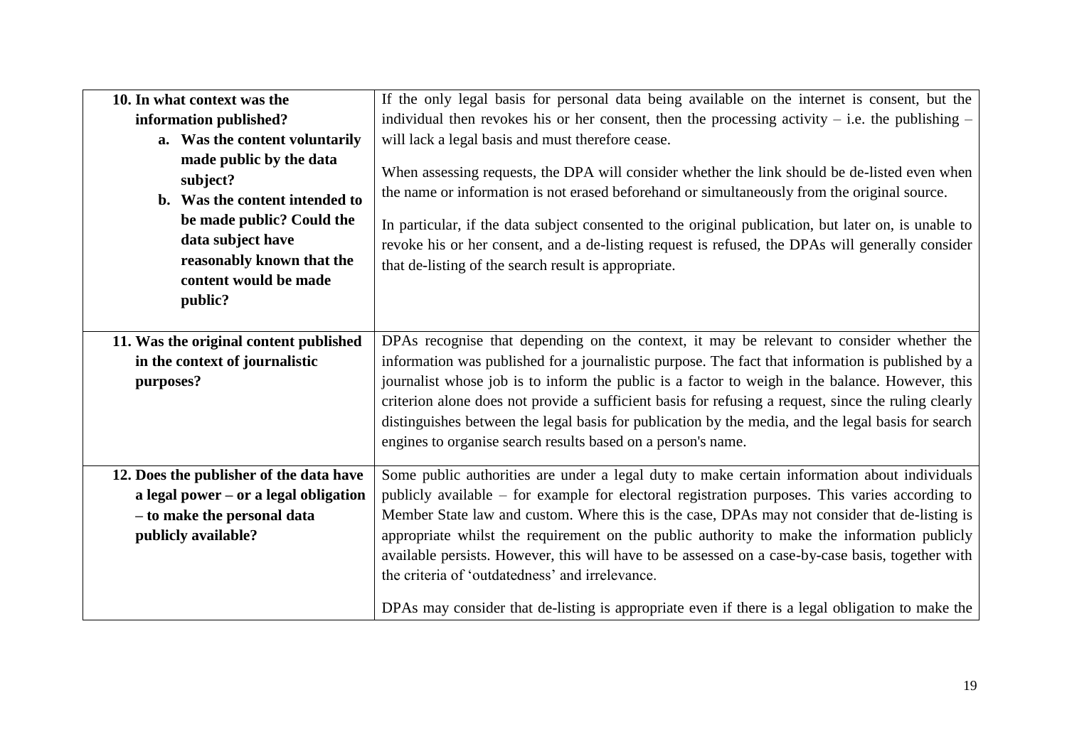| | |
|---|---|
| **10. In what context was the information published?**<br>**a. Was the content voluntarily made public by the data subject?**<br>**b. Was the content intended to be made public? Could the data subject have reasonably known that the content would be made public?** | If the only legal basis for personal data being available on the internet is consent, but the individual then revokes his or her consent, then the processing activity – i.e. the publishing – will lack a legal basis and must therefore cease.<br><br>When assessing requests, the DPA will consider whether the link should be de-listed even when the name or information is not erased beforehand or simultaneously from the original source.<br><br>In particular, if the data subject consented to the original publication, but later on, is unable to revoke his or her consent, and a de-listing request is refused, the DPAs will generally consider that de-listing of the search result is appropriate. |
| **11. Was the original content published in the context of journalistic purposes?** | DPAs recognise that depending on the context, it may be relevant to consider whether the information was published for a journalistic purpose. The fact that information is published by a journalist whose job is to inform the public is a factor to weigh in the balance. However, this criterion alone does not provide a sufficient basis for refusing a request, since the ruling clearly distinguishes between the legal basis for publication by the media, and the legal basis for search engines to organise search results based on a person's name. |
| **12. Does the publisher of the data have a legal power – or a legal obligation – to make the personal data publicly available?** | Some public authorities are under a legal duty to make certain information about individuals publicly available – for example for electoral registration purposes. This varies according to Member State law and custom. Where this is the case, DPAs may not consider that de-listing is appropriate whilst the requirement on the public authority to make the information publicly available persists. However, this will have to be assessed on a case-by-case basis, together with the criteria of 'outdatedness' and irrelevance.<br><br>DPAs may consider that de-listing is appropriate even if there is a legal obligation to make the |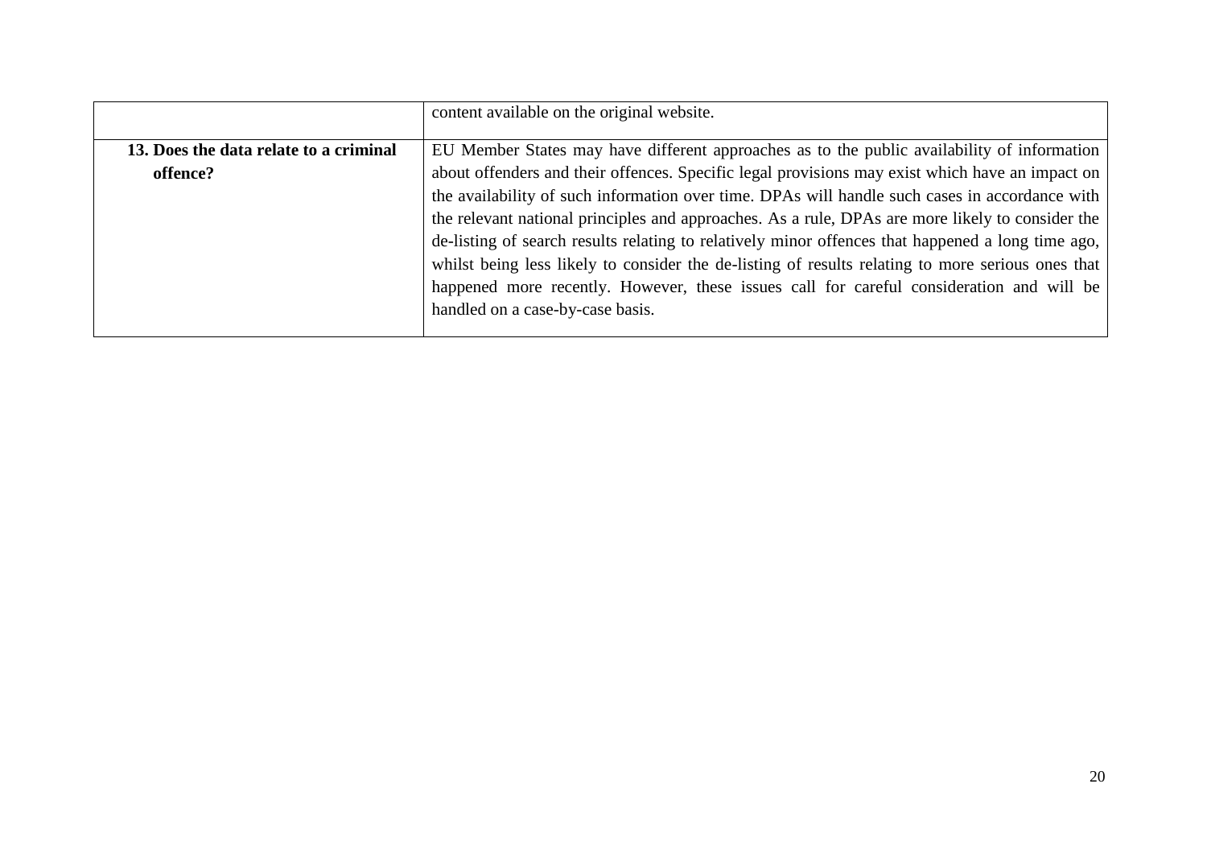| | |
|---|---|
| | content available on the original website. |
| **13. Does the data relate to a criminal offence?** | EU Member States may have different approaches as to the public availability of information about offenders and their offences. Specific legal provisions may exist which have an impact on the availability of such information over time. DPAs will handle such cases in accordance with the relevant national principles and approaches. As a rule, DPAs are more likely to consider the de-listing of search results relating to relatively minor offences that happened a long time ago, whilst being less likely to consider the de-listing of results relating to more serious ones that happened more recently. However, these issues call for careful consideration and will be handled on a case-by-case basis. |